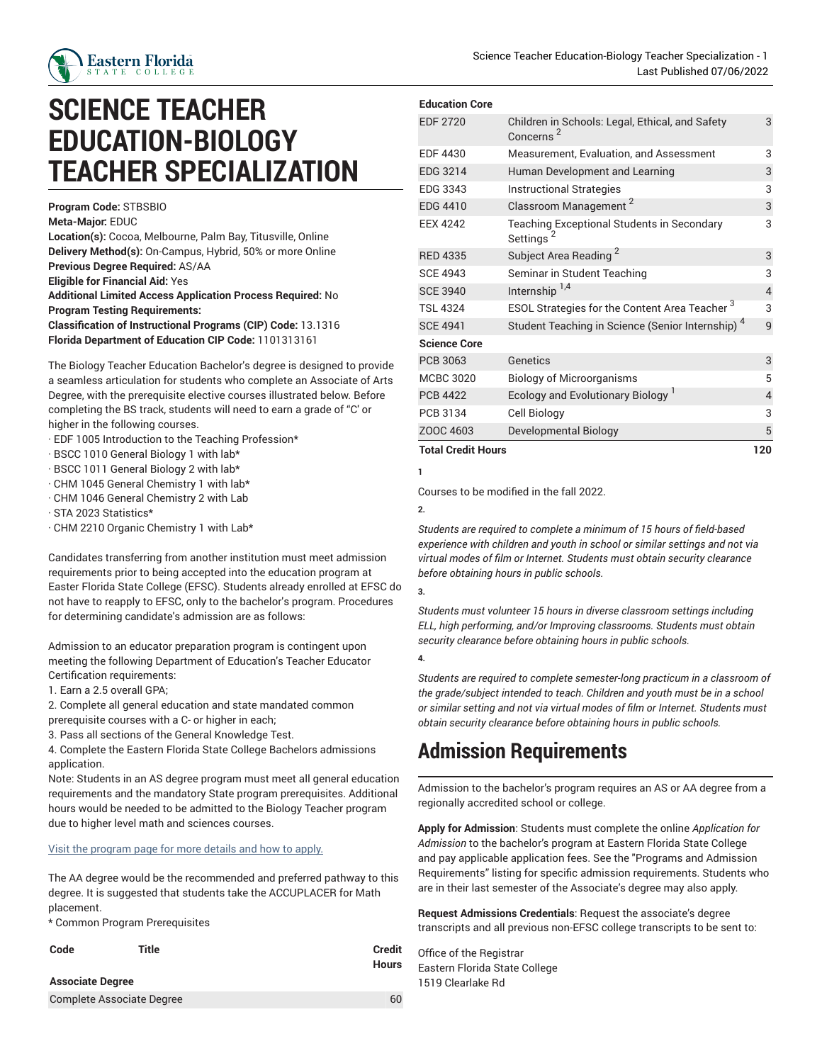# SCIENCE TEACHER EDUCATION-BIOLOGY TEACHER SPECIALIZATION

**Program Code:** STBSBIO
**Meta-Major:** EDUC
**Location(s):** Cocoa, Melbourne, Palm Bay, Titusville, Online
**Delivery Method(s):** On-Campus, Hybrid, 50% or more Online
**Previous Degree Required:** AS/AA
**Eligible for Financial Aid:** Yes
**Additional Limited Access Application Process Required:** No
**Program Testing Requirements:**
**Classification of Instructional Programs (CIP) Code:** 13.1316
**Florida Department of Education CIP Code:** 1101313161

The Biology Teacher Education Bachelor's degree is designed to provide a seamless articulation for students who complete an Associate of Arts Degree, with the prerequisite elective courses illustrated below. Before completing the BS track, students will need to earn a grade of "C' or higher in the following courses.

· EDF 1005 Introduction to the Teaching Profession*
· BSCC 1010 General Biology 1 with lab*
· BSCC 1011 General Biology 2 with lab*
· CHM 1045 General Chemistry 1 with lab*
· CHM 1046 General Chemistry 2 with Lab
· STA 2023 Statistics*
· CHM 2210 Organic Chemistry 1 with Lab*

Candidates transferring from another institution must meet admission requirements prior to being accepted into the education program at Easter Florida State College (EFSC). Students already enrolled at EFSC do not have to reapply to EFSC, only to the bachelor's program. Procedures for determining candidate's admission are as follows:

Admission to an educator preparation program is contingent upon meeting the following Department of Education's Teacher Educator Certification requirements:

1. Earn a 2.5 overall GPA;
2. Complete all general education and state mandated common prerequisite courses with a C- or higher in each;
3. Pass all sections of the General Knowledge Test.
4. Complete the Eastern Florida State College Bachelors admissions application.

Note: Students in an AS degree program must meet all general education requirements and the mandatory State program prerequisites. Additional hours would be needed to be admitted to the Biology Teacher program due to higher level math and sciences courses.

Visit the program page for more details and how to apply.

The AA degree would be the recommended and preferred pathway to this degree. It is suggested that students take the ACCUPLACER for Math placement.

\* Common Program Prerequisites

| Code | Title | Credit Hours |
|---|---|---|
| **Associate Degree** | | |
| Complete Associate Degree | | 60 |
| **Education Core** | | |
| EDF 2720 | Children in Schools: Legal, Ethical, and Safety Concerns [2] | 3 |
| EDF 4430 | Measurement, Evaluation, and Assessment | 3 |
| EDG 3214 | Human Development and Learning | 3 |
| EDG 3343 | Instructional Strategies | 3 |
| EDG 4410 | Classroom Management [2] | 3 |
| EEX 4242 | Teaching Exceptional Students in Secondary Settings [2] | 3 |
| RED 4335 | Subject Area Reading [2] | 3 |
| SCE 4943 | Seminar in Student Teaching | 3 |
| SCE 3940 | Internship [1,4] | 4 |
| TSL 4324 | ESOL Strategies for the Content Area Teacher [3] | 3 |
| SCE 4941 | Student Teaching in Science (Senior Internship) [4] | 9 |
| **Science Core** | | |
| PCB 3063 | Genetics | 3 |
| MCBC 3020 | Biology of Microorganisms | 5 |
| PCB 4422 | Ecology and Evolutionary Biology [1] | 4 |
| PCB 3134 | Cell Biology | 3 |
| ZOOC 4603 | Developmental Biology | 5 |
| **Total Credit Hours** | | **120** |

**1**

Courses to be modified in the fall 2022.

**2.**

*Students are required to complete a minimum of 15 hours of field-based experience with children and youth in school or similar settings and not via virtual modes of film or Internet. Students must obtain security clearance before obtaining hours in public schools.*

**3.**

*Students must volunteer 15 hours in diverse classroom settings including ELL, high performing, and/or Improving classrooms. Students must obtain security clearance before obtaining hours in public schools.*

**4.**

*Students are required to complete semester-long practicum in a classroom of the grade/subject intended to teach. Children and youth must be in a school or similar setting and not via virtual modes of film or Internet. Students must obtain security clearance before obtaining hours in public schools.*

## Admission Requirements

Admission to the bachelor's program requires an AS or AA degree from a regionally accredited school or college.

**Apply for Admission**: Students must complete the online *Application for Admission* to the bachelor's program at Eastern Florida State College and pay applicable application fees. See the "Programs and Admission Requirements" listing for specific admission requirements. Students who are in their last semester of the Associate's degree may also apply.

**Request Admissions Credentials**: Request the associate's degree transcripts and all previous non-EFSC college transcripts to be sent to:

Office of the Registrar
Eastern Florida State College
1519 Clearlake Rd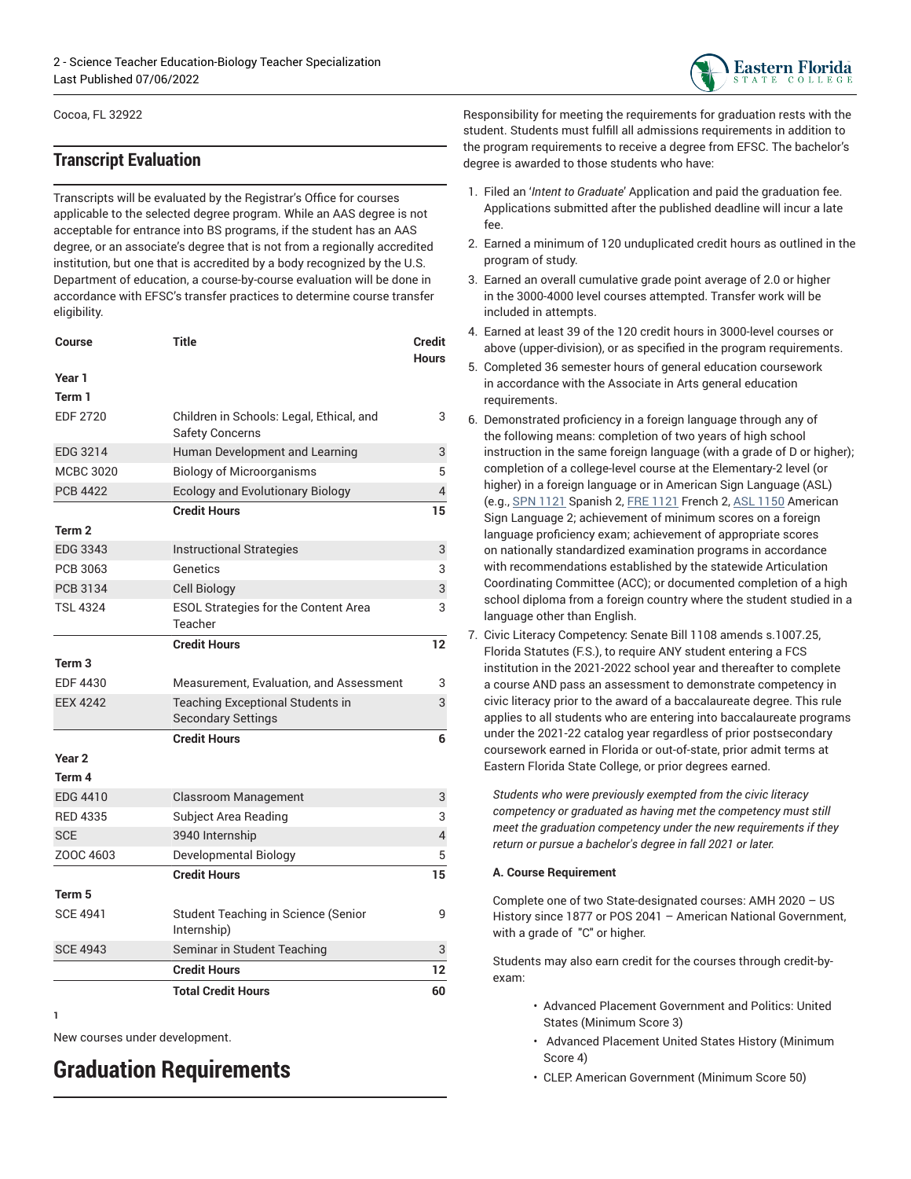Cocoa, FL 32922

## Transcript Evaluation

Transcripts will be evaluated by the Registrar's Office for courses applicable to the selected degree program. While an AAS degree is not acceptable for entrance into BS programs, if the student has an AAS degree, or an associate's degree that is not from a regionally accredited institution, but one that is accredited by a body recognized by the U.S. Department of education, a course-by-course evaluation will be done in accordance with EFSC's transfer practices to determine course transfer eligibility.

| Course | Title | Credit Hours |
|---|---|---|
| **Year 1** | | |
| **Term 1** | | |
| EDF 2720 | Children in Schools: Legal, Ethical, and Safety Concerns | 3 |
| EDG 3214 | Human Development and Learning | 3 |
| MCBC 3020 | Biology of Microorganisms | 5 |
| PCB 4422 | Ecology and Evolutionary Biology | 4 |
| | **Credit Hours** | **15** |
| **Term 2** | | |
| EDG 3343 | Instructional Strategies | 3 |
| PCB 3063 | Genetics | 3 |
| PCB 3134 | Cell Biology | 3 |
| TSL 4324 | ESOL Strategies for the Content Area Teacher | 3 |
| | **Credit Hours** | **12** |
| **Term 3** | | |
| EDF 4430 | Measurement, Evaluation, and Assessment | 3 |
| EEX 4242 | Teaching Exceptional Students in Secondary Settings | 3 |
| | **Credit Hours** | **6** |
| **Year 2** | | |
| **Term 4** | | |
| EDG 4410 | Classroom Management | 3 |
| RED 4335 | Subject Area Reading | 3 |
| SCE | 3940 Internship | 4 |
| ZOOC 4603 | Developmental Biology | 5 |
| | **Credit Hours** | **15** |
| **Term 5** | | |
| SCE 4941 | Student Teaching in Science (Senior Internship) | 9 |
| SCE 4943 | Seminar in Student Teaching | 3 |
| | **Credit Hours** | **12** |
| | **Total Credit Hours** | **60** |

**1**

New courses under development.

# Graduation Requirements

Responsibility for meeting the requirements for graduation rests with the student. Students must fulfill all admissions requirements in addition to the program requirements to receive a degree from EFSC. The bachelor's degree is awarded to those students who have:

1. Filed an '*Intent to Graduate*' Application and paid the graduation fee. Applications submitted after the published deadline will incur a late fee.
2. Earned a minimum of 120 unduplicated credit hours as outlined in the program of study.
3. Earned an overall cumulative grade point average of 2.0 or higher in the 3000-4000 level courses attempted. Transfer work will be included in attempts.
4. Earned at least 39 of the 120 credit hours in 3000-level courses or above (upper-division), or as specified in the program requirements.
5. Completed 36 semester hours of general education coursework in accordance with the Associate in Arts general education requirements.
6. Demonstrated proficiency in a foreign language through any of the following means: completion of two years of high school instruction in the same foreign language (with a grade of D or higher); completion of a college-level course at the Elementary-2 level (or higher) in a foreign language or in American Sign Language (ASL) (e.g., SPN 1121 Spanish 2, FRE 1121 French 2, ASL 1150 American Sign Language 2; achievement of minimum scores on a foreign language proficiency exam; achievement of appropriate scores on nationally standardized examination programs in accordance with recommendations established by the statewide Articulation Coordinating Committee (ACC); or documented completion of a high school diploma from a foreign country where the student studied in a language other than English.
7. Civic Literacy Competency: Senate Bill 1108 amends s.1007.25, Florida Statutes (F.S.), to require ANY student entering a FCS institution in the 2021-2022 school year and thereafter to complete a course AND pass an assessment to demonstrate competency in civic literacy prior to the award of a baccalaureate degree. This rule applies to all students who are entering into baccalaureate programs under the 2021-22 catalog year regardless of prior postsecondary coursework earned in Florida or out-of-state, prior admit terms at Eastern Florida State College, or prior degrees earned.

   *Students who were previously exempted from the civic literacy competency or graduated as having met the competency must still meet the graduation competency under the new requirements if they return or pursue a bachelor's degree in fall 2021 or later.*

   **A. Course Requirement**

   Complete one of two State-designated courses: AMH 2020 – US History since 1877 or POS 2041 – American National Government, with a grade of "C" or higher.

   Students may also earn credit for the courses through credit-by-exam:

   - Advanced Placement Government and Politics: United States (Minimum Score 3)
   - Advanced Placement United States History (Minimum Score 4)
   - CLEP. American Government (Minimum Score 50)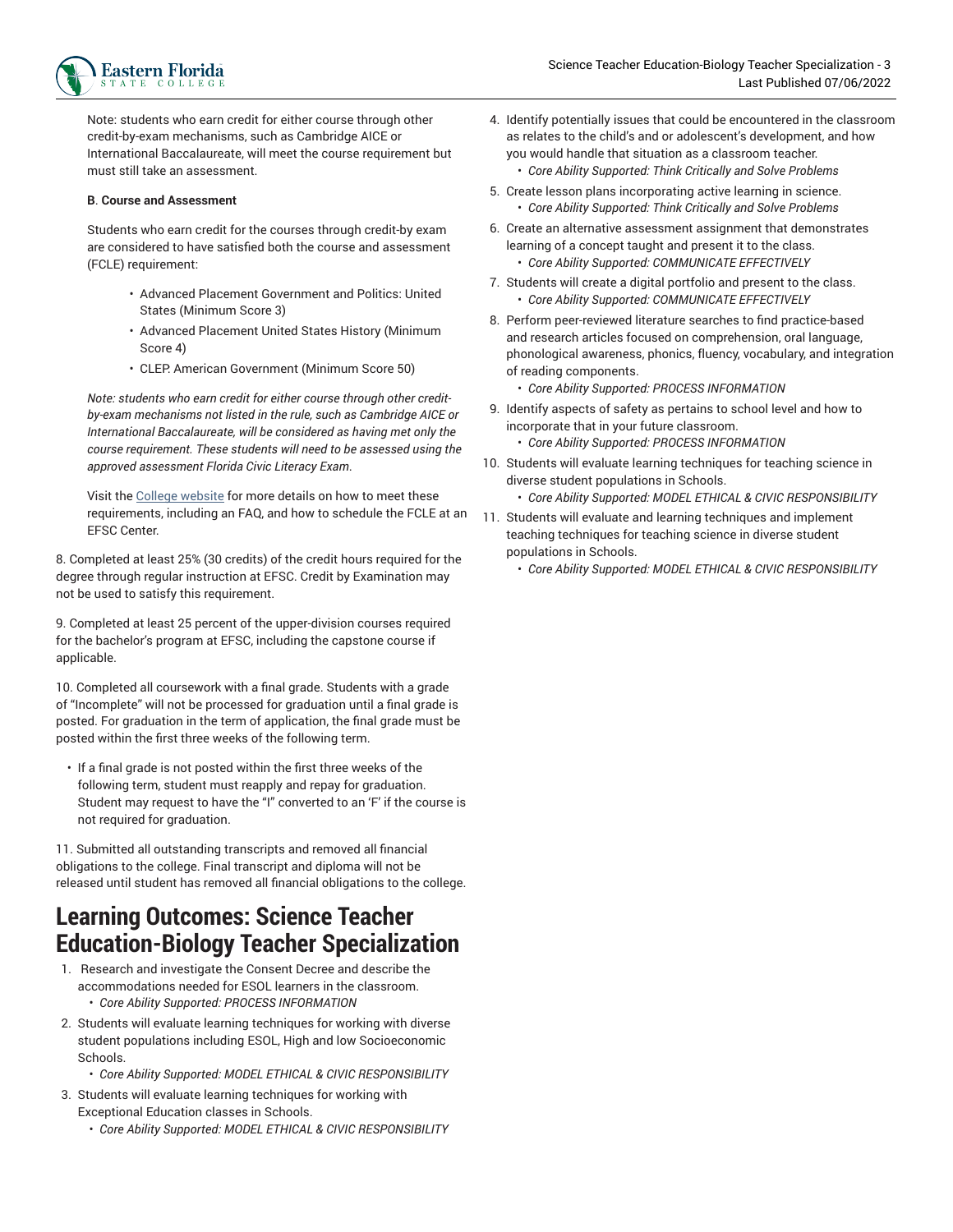Note: students who earn credit for either course through other credit-by-exam mechanisms, such as Cambridge AICE or International Baccalaureate, will meet the course requirement but must still take an assessment.

**B**. **Course and Assessment**

Students who earn credit for the courses through credit-by exam are considered to have satisfied both the course and assessment (FCLE) requirement:

- Advanced Placement Government and Politics: United States (Minimum Score 3)
- Advanced Placement United States History (Minimum Score 4)
- CLEP. American Government (Minimum Score 50)

*Note: students who earn credit for either course through other credit-by-exam mechanisms not listed in the rule, such as Cambridge AICE or International Baccalaureate, will be considered as having met only the course requirement. These students will need to be assessed using the approved assessment Florida Civic Literacy Exam.*

Visit the College website for more details on how to meet these requirements, including an FAQ, and how to schedule the FCLE at an EFSC Center.

8. Completed at least 25% (30 credits) of the credit hours required for the degree through regular instruction at EFSC. Credit by Examination may not be used to satisfy this requirement.

9. Completed at least 25 percent of the upper-division courses required for the bachelor's program at EFSC, including the capstone course if applicable.

10. Completed all coursework with a final grade. Students with a grade of "Incomplete" will not be processed for graduation until a final grade is posted. For graduation in the term of application, the final grade must be posted within the first three weeks of the following term.

- If a final grade is not posted within the first three weeks of the following term, student must reapply and repay for graduation. Student may request to have the "I" converted to an 'F' if the course is not required for graduation.

11. Submitted all outstanding transcripts and removed all financial obligations to the college. Final transcript and diploma will not be released until student has removed all financial obligations to the college.

## Learning Outcomes: Science Teacher Education-Biology Teacher Specialization

1. Research and investigate the Consent Decree and describe the accommodations needed for ESOL learners in the classroom.
   - *Core Ability Supported: PROCESS INFORMATION*
2. Students will evaluate learning techniques for working with diverse student populations including ESOL, High and low Socioeconomic Schools.
   - *Core Ability Supported: MODEL ETHICAL & CIVIC RESPONSIBILITY*
3. Students will evaluate learning techniques for working with Exceptional Education classes in Schools.
   - *Core Ability Supported: MODEL ETHICAL & CIVIC RESPONSIBILITY*
4. Identify potentially issues that could be encountered in the classroom as relates to the child's and or adolescent's development, and how you would handle that situation as a classroom teacher.
   - *Core Ability Supported: Think Critically and Solve Problems*
5. Create lesson plans incorporating active learning in science.
   - *Core Ability Supported: Think Critically and Solve Problems*
6. Create an alternative assessment assignment that demonstrates learning of a concept taught and present it to the class.
   - *Core Ability Supported: COMMUNICATE EFFECTIVELY*
7. Students will create a digital portfolio and present to the class.
   - *Core Ability Supported: COMMUNICATE EFFECTIVELY*
8. Perform peer-reviewed literature searches to find practice-based and research articles focused on comprehension, oral language, phonological awareness, phonics, fluency, vocabulary, and integration of reading components.
   - *Core Ability Supported: PROCESS INFORMATION*
9. Identify aspects of safety as pertains to school level and how to incorporate that in your future classroom.
   - *Core Ability Supported: PROCESS INFORMATION*
10. Students will evaluate learning techniques for teaching science in diverse student populations in Schools.
    - *Core Ability Supported: MODEL ETHICAL & CIVIC RESPONSIBILITY*
11. Students will evaluate and learning techniques and implement teaching techniques for teaching science in diverse student populations in Schools.
    - *Core Ability Supported: MODEL ETHICAL & CIVIC RESPONSIBILITY*